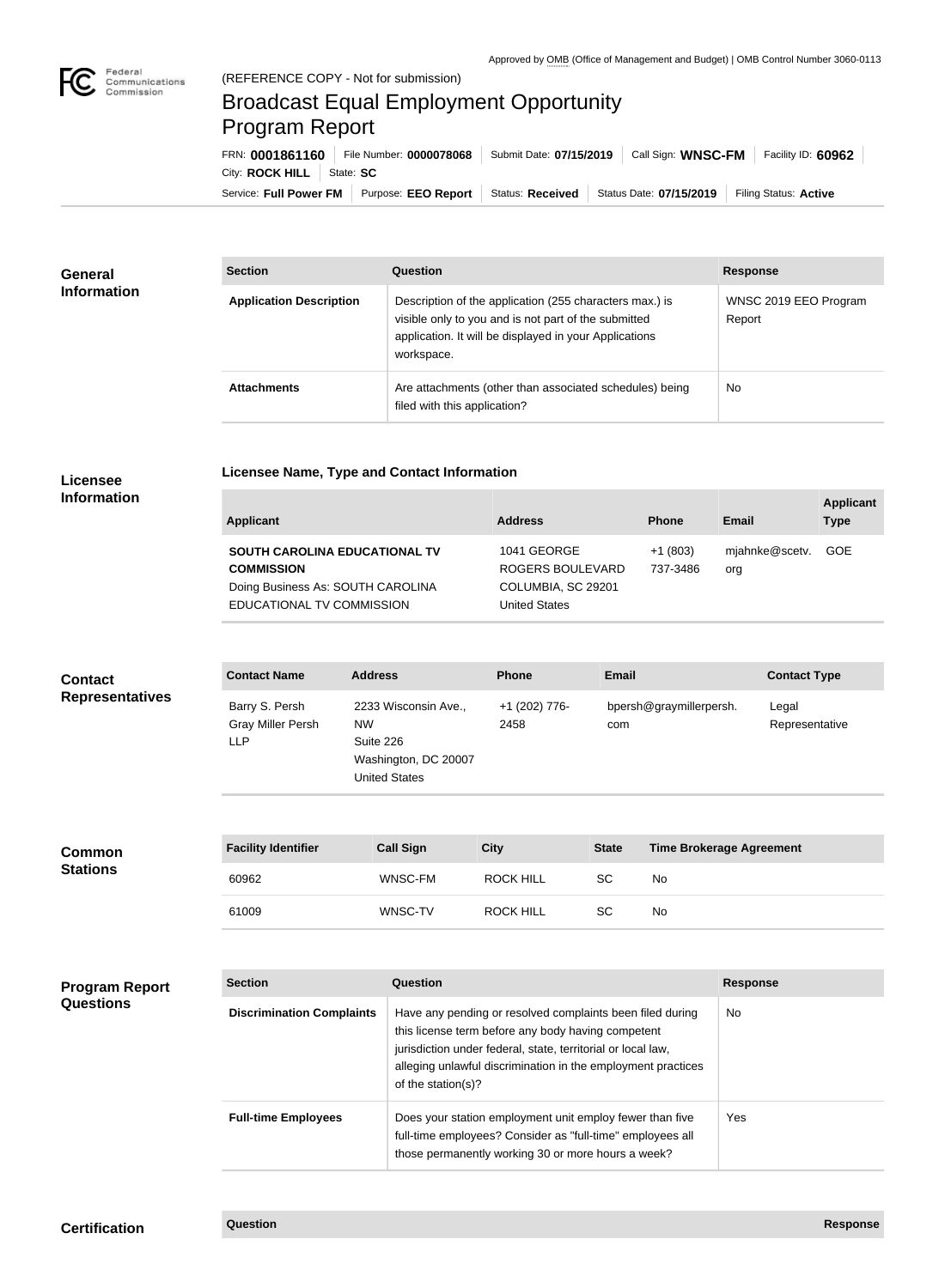Approved by OMB (Office of Management and Budget) | OMB Control Number 3060-0113

(REFERENCE COPY - Not for submission)

# Broadcast Equal Employment Opportunity Program Report

FRN: **0001861160** | File Number: **0000078068** | Submit Date: **07/15/2019** | Call Sign: **WNSC-FM** | Facility ID: **60962** | City: **ROCK HILL** | State: **SC**

Service: **Full Power FM** | Purpose: **EEO Report** | Status: **Received** | Status Date: **07/15/2019** | Filing Status: **Active**

## General Information

| Section | Question | Response |
| --- | --- | --- |
| **Application Description** | Description of the application (255 characters max.) is visible only to you and is not part of the submitted application. It will be displayed in your Applications workspace. | WNSC 2019 EEO Program Report |
| **Attachments** | Are attachments (other than associated schedules) being filed with this application? | No |

## Licensee Information

### Licensee Name, Type and Contact Information

| Applicant | Address | Phone | Email | Applicant Type |
| --- | --- | --- | --- | --- |
| **SOUTH CAROLINA EDUCATIONAL TV COMMISSION** Doing Business As: SOUTH CAROLINA EDUCATIONAL TV COMMISSION | 1041 GEORGE ROGERS BOULEVARD COLUMBIA, SC 29201 United States | +1 (803) 737-3486 | mjahnke@scetv.org | GOE |

## Contact Representatives

| Contact Name | Address | Phone | Email | Contact Type |
| --- | --- | --- | --- | --- |
| Barry S. Persh Gray Miller Persh LLP | 2233 Wisconsin Ave., NW Suite 226 Washington, DC 20007 United States | +1 (202) 776-2458 | bpersh@graymillerpersh.com | Legal Representative |

## Common Stations

| Facility Identifier | Call Sign | City | State | Time Brokerage Agreement |
| --- | --- | --- | --- | --- |
| 60962 | WNSC-FM | ROCK HILL | SC | No |
| 61009 | WNSC-TV | ROCK HILL | SC | No |

## Program Report Questions

| Section | Question | Response |
| --- | --- | --- |
| **Discrimination Complaints** | Have any pending or resolved complaints been filed during this license term before any body having competent jurisdiction under federal, state, territorial or local law, alleging unlawful discrimination in the employment practices of the station(s)? | No |
| **Full-time Employees** | Does your station employment unit employ fewer than five full-time employees? Consider as "full-time" employees all those permanently working 30 or more hours a week? | Yes |

## Certification

| Question | Response |
| --- | --- |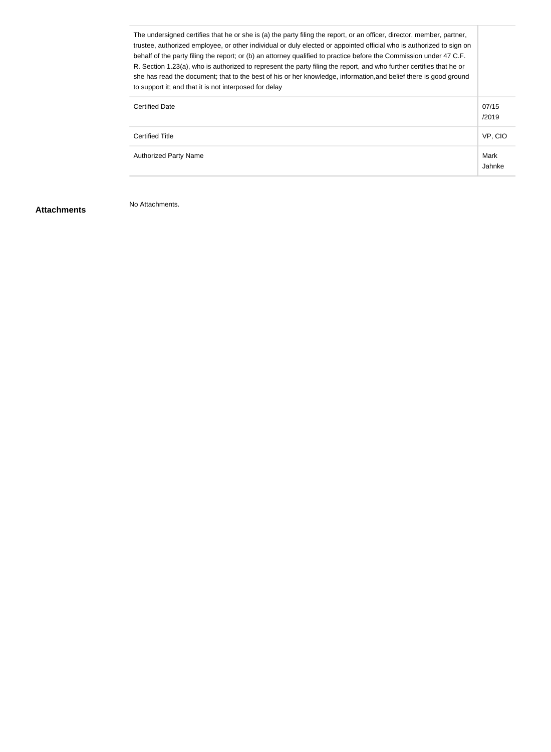| | |
|---|---|
| The undersigned certifies that he or she is (a) the party filing the report, or an officer, director, member, partner, trustee, authorized employee, or other individual or duly elected or appointed official who is authorized to sign on behalf of the party filing the report; or (b) an attorney qualified to practice before the Commission under 47 C.F. R. Section 1.23(a), who is authorized to represent the party filing the report, and who further certifies that he or she has read the document; that to the best of his or her knowledge, information,and belief there is good ground to support it; and that it is not interposed for delay | |
| Certified Date | 07/15/2019 |
| Certified Title | VP, CIO |
| Authorized Party Name | Mark Jahnke |

**Attachments**

No Attachments.